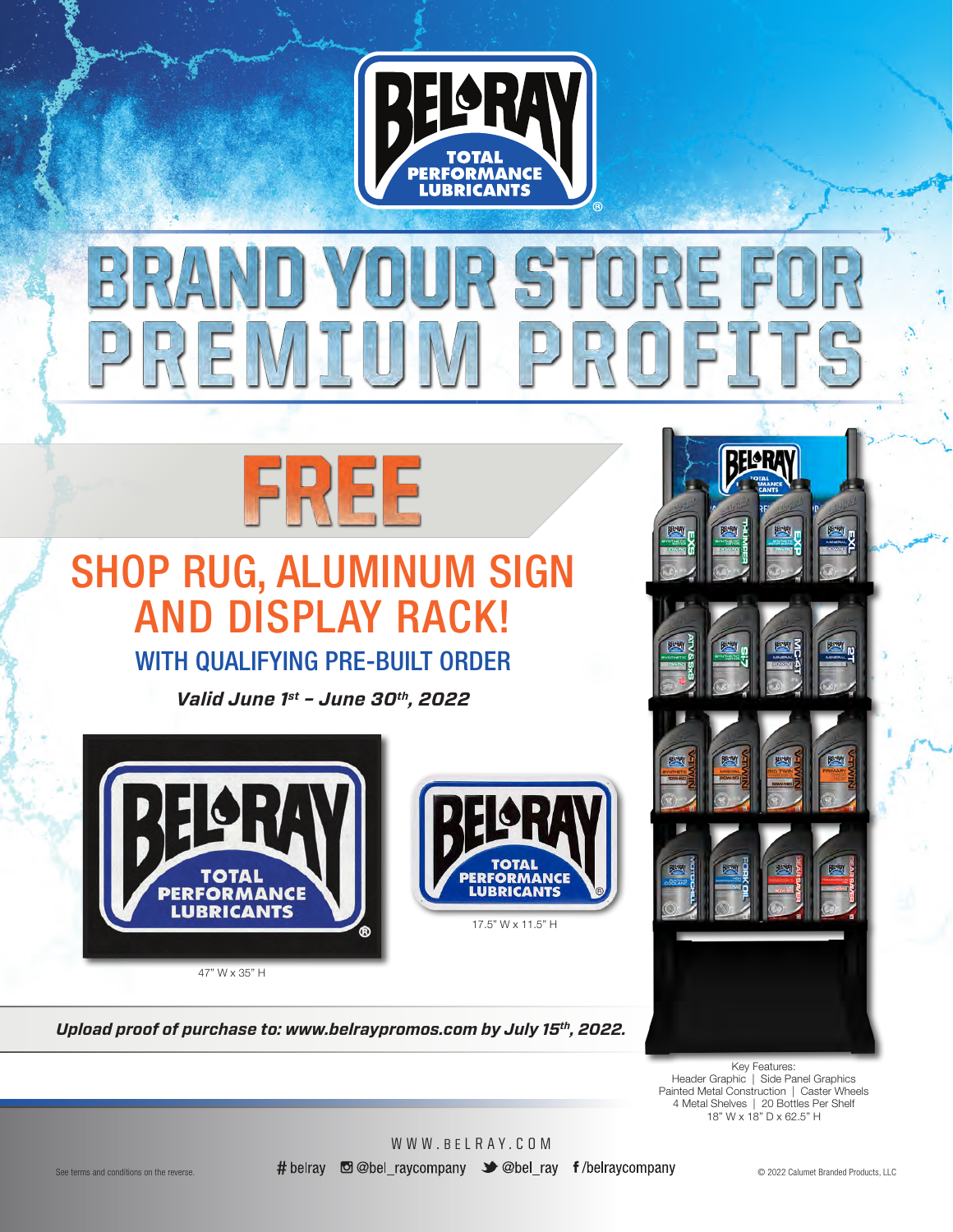# BRAND YOUR STORE FOR PREMIUM PROFITS

## FREE

## SHOP RUG, ALUMINUM SIGN AND DISPLAY RACK!

### WITH QUALIFYING PRE-BUILT ORDER

***Valid June 1st – June 30th, 2022***

47" W x 35" H

17.5" W x 11.5" H

***Upload proof of purchase to: www.belraypromos.com by July 15th, 2022.***

Key Features:
Header Graphic | Side Panel Graphics
Painted Metal Construction | Caster Wheels
4 Metal Shelves | 20 Bottles Per Shelf
18" W x 18" D x 62.5" H

WWW.BELRAY.COM

# belray @bel_raycompany @bel_ray /belraycompany

See terms and conditions on the reverse.

© 2022 Calumet Branded Products, LLC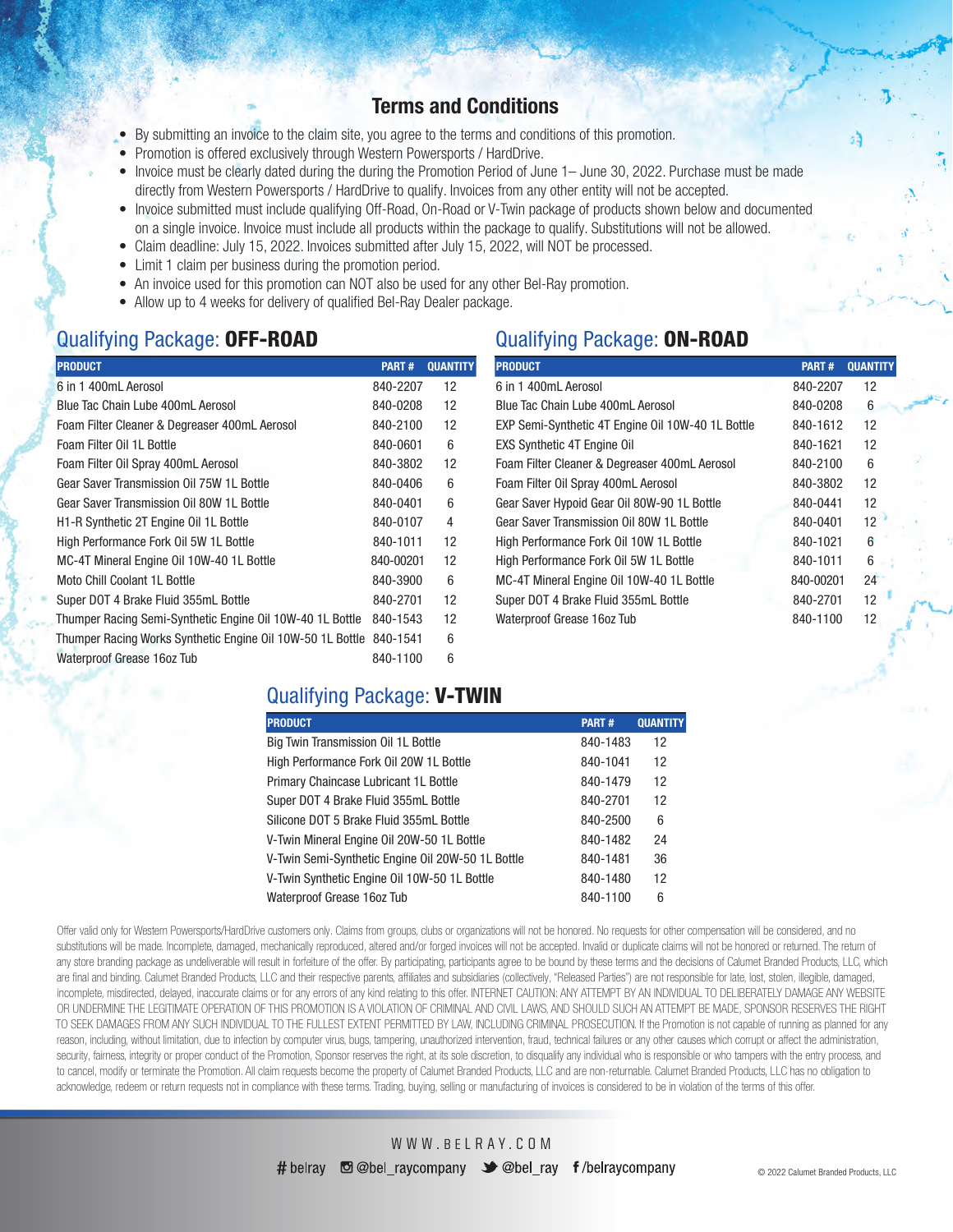## Terms and Conditions

- By submitting an invoice to the claim site, you agree to the terms and conditions of this promotion.
- Promotion is offered exclusively through Western Powersports / HardDrive.
- Invoice must be clearly dated during the during the Promotion Period of June 1– June 30, 2022. Purchase must be made directly from Western Powersports / HardDrive to qualify. Invoices from any other entity will not be accepted.
- Invoice submitted must include qualifying Off-Road, On-Road or V-Twin package of products shown below and documented on a single invoice. Invoice must include all products within the package to qualify. Substitutions will not be allowed.
- Claim deadline: July 15, 2022. Invoices submitted after July 15, 2022, will NOT be processed.
- Limit 1 claim per business during the promotion period.
- An invoice used for this promotion can NOT also be used for any other Bel-Ray promotion.
- Allow up to 4 weeks for delivery of qualified Bel-Ray Dealer package.

## Qualifying Package: **OFF-ROAD**

| PRODUCT | PART # | QUANTITY |
|---|---|---|
| 6 in 1 400mL Aerosol | 840-2207 | 12 |
| Blue Tac Chain Lube 400mL Aerosol | 840-0208 | 12 |
| Foam Filter Cleaner & Degreaser 400mL Aerosol | 840-2100 | 12 |
| Foam Filter Oil 1L Bottle | 840-0601 | 6 |
| Foam Filter Oil Spray 400mL Aerosol | 840-3802 | 12 |
| Gear Saver Transmission Oil 75W 1L Bottle | 840-0406 | 6 |
| Gear Saver Transmission Oil 80W 1L Bottle | 840-0401 | 6 |
| H1-R Synthetic 2T Engine Oil 1L Bottle | 840-0107 | 4 |
| High Performance Fork Oil 5W 1L Bottle | 840-1011 | 12 |
| MC-4T Mineral Engine Oil 10W-40 1L Bottle | 840-00201 | 12 |
| Moto Chill Coolant 1L Bottle | 840-3900 | 6 |
| Super DOT 4 Brake Fluid 355mL Bottle | 840-2701 | 12 |
| Thumper Racing Semi-Synthetic Engine Oil 10W-40 1L Bottle | 840-1543 | 12 |
| Thumper Racing Works Synthetic Engine Oil 10W-50 1L Bottle | 840-1541 | 6 |
| Waterproof Grease 16oz Tub | 840-1100 | 6 |

## Qualifying Package: **ON-ROAD**

| PRODUCT | PART # | QUANTITY |
|---|---|---|
| 6 in 1 400mL Aerosol | 840-2207 | 12 |
| Blue Tac Chain Lube 400mL Aerosol | 840-0208 | 6 |
| EXP Semi-Synthetic 4T Engine Oil 10W-40 1L Bottle | 840-1612 | 12 |
| EXS Synthetic 4T Engine Oil | 840-1621 | 12 |
| Foam Filter Cleaner & Degreaser 400mL Aerosol | 840-2100 | 6 |
| Foam Filter Oil Spray 400mL Aerosol | 840-3802 | 12 |
| Gear Saver Hypoid Gear Oil 80W-90 1L Bottle | 840-0441 | 12 |
| Gear Saver Transmission Oil 80W 1L Bottle | 840-0401 | 12 |
| High Performance Fork Oil 10W 1L Bottle | 840-1021 | 6 |
| High Performance Fork Oil 5W 1L Bottle | 840-1011 | 6 |
| MC-4T Mineral Engine Oil 10W-40 1L Bottle | 840-00201 | 24 |
| Super DOT 4 Brake Fluid 355mL Bottle | 840-2701 | 12 |
| Waterproof Grease 16oz Tub | 840-1100 | 12 |

## Qualifying Package: **V-TWIN**

| PRODUCT | PART # | QUANTITY |
|---|---|---|
| Big Twin Transmission Oil 1L Bottle | 840-1483 | 12 |
| High Performance Fork Oil 20W 1L Bottle | 840-1041 | 12 |
| Primary Chaincase Lubricant 1L Bottle | 840-1479 | 12 |
| Super DOT 4 Brake Fluid 355mL Bottle | 840-2701 | 12 |
| Silicone DOT 5 Brake Fluid 355mL Bottle | 840-2500 | 6 |
| V-Twin Mineral Engine Oil 20W-50 1L Bottle | 840-1482 | 24 |
| V-Twin Semi-Synthetic Engine Oil 20W-50 1L Bottle | 840-1481 | 36 |
| V-Twin Synthetic Engine Oil 10W-50 1L Bottle | 840-1480 | 12 |
| Waterproof Grease 16oz Tub | 840-1100 | 6 |

Offer valid only for Western Powersports/HardDrive customers only. Claims from groups, clubs or organizations will not be honored. No requests for other compensation will be considered, and no substitutions will be made. Incomplete, damaged, mechanically reproduced, altered and/or forged invoices will not be accepted. Invalid or duplicate claims will not be honored or returned. The return of any store branding package as undeliverable will result in forfeiture of the offer. By participating, participants agree to be bound by these terms and the decisions of Calumet Branded Products, LLC, which are final and binding. Calumet Branded Products, LLC and their respective parents, affiliates and subsidiaries (collectively, "Released Parties") are not responsible for late, lost, stolen, illegible, damaged, incomplete, misdirected, delayed, inaccurate claims or for any errors of any kind relating to this offer. INTERNET CAUTION: ANY ATTEMPT BY AN INDIVIDUAL TO DELIBERATELY DAMAGE ANY WEBSITE OR UNDERMINE THE LEGITIMATE OPERATION OF THIS PROMOTION IS A VIOLATION OF CRIMINAL AND CIVIL LAWS, AND SHOULD SUCH AN ATTEMPT BE MADE, SPONSOR RESERVES THE RIGHT TO SEEK DAMAGES FROM ANY SUCH INDIVIDUAL TO THE FULLEST EXTENT PERMITTED BY LAW, INCLUDING CRIMINAL PROSECUTION. If the Promotion is not capable of running as planned for any reason, including, without limitation, due to infection by computer virus, bugs, tampering, unauthorized intervention, fraud, technical failures or any other causes which corrupt or affect the administration, security, fairness, integrity or proper conduct of the Promotion, Sponsor reserves the right, at its sole discretion, to disqualify any individual who is responsible or who tampers with the entry process, and to cancel, modify or terminate the Promotion. All claim requests become the property of Calumet Branded Products, LLC and are non-returnable. Calumet Branded Products, LLC has no obligation to acknowledge, redeem or return requests not in compliance with these terms. Trading, buying, selling or manufacturing of invoices is considered to be in violation of the terms of this offer.

WWW.BELRAY.COM

#belray @bel_raycompany @bel_ray /belraycompany

© 2022 Calumet Branded Products, LLC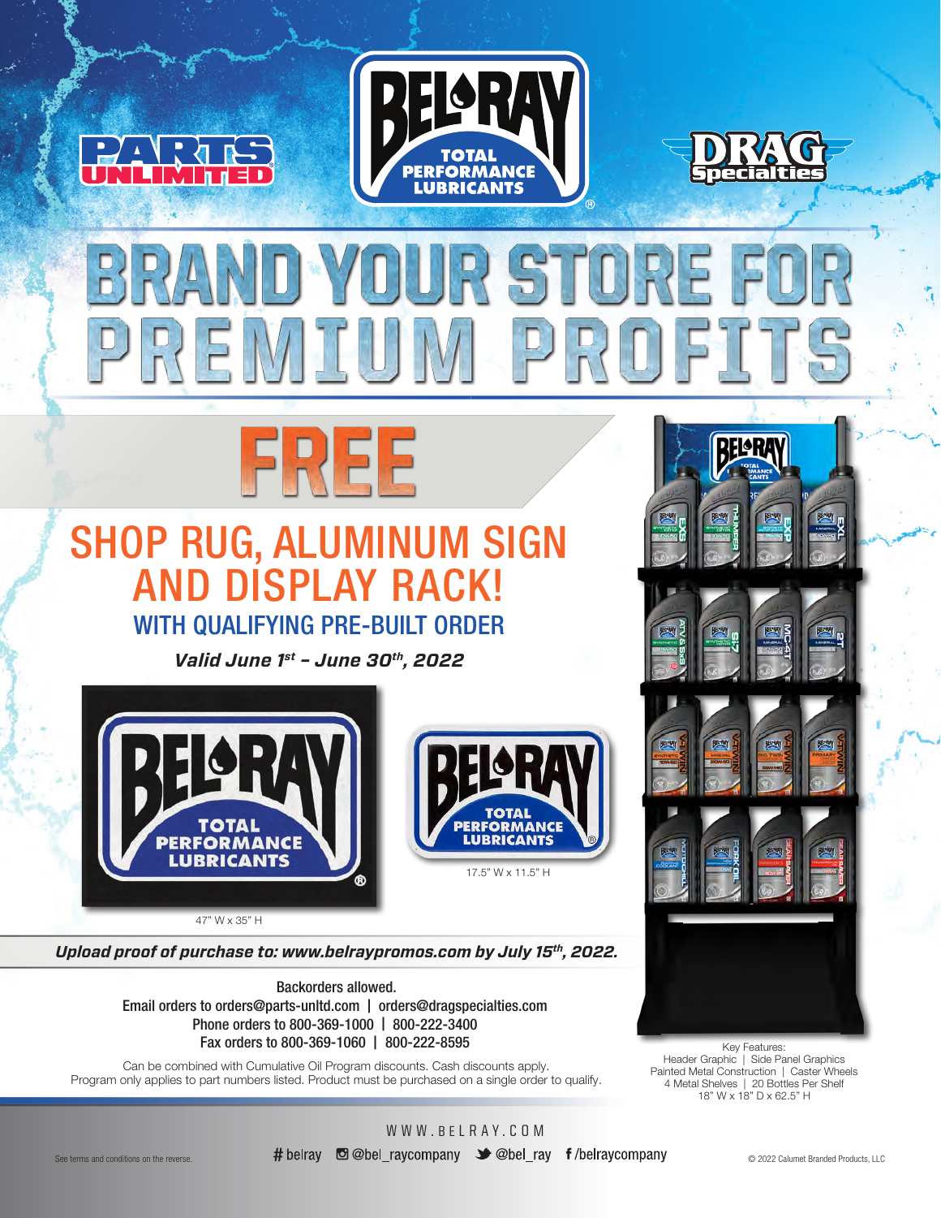# BRAND YOUR STORE FOR PREMIUM PROFITS

## FREE

## SHOP RUG, ALUMINUM SIGN AND DISPLAY RACK!

### WITH QUALIFYING PRE-BUILT ORDER

***Valid June 1st – June 30th, 2022***

47" W x 35" H

17.5" W x 11.5" H

Key Features:
Header Graphic | Side Panel Graphics
Painted Metal Construction | Caster Wheels
4 Metal Shelves | 20 Bottles Per Shelf
18" W x 18" D x 62.5" H

***Upload proof of purchase to: www.belraypromos.com by July 15th, 2022.***

Backorders allowed.
Email orders to orders@parts-unltd.com | orders@dragspecialties.com
Phone orders to 800-369-1000 | 800-222-3400
Fax orders to 800-369-1060 | 800-222-8595

Can be combined with Cumulative Oil Program discounts. Cash discounts apply.
Program only applies to part numbers listed. Product must be purchased on a single order to qualify.

WWW.BELRAY.COM

See terms and conditions on the reverse.

#belray @bel_raycompany @bel_ray /belraycompany

© 2022 Calumet Branded Products, LLC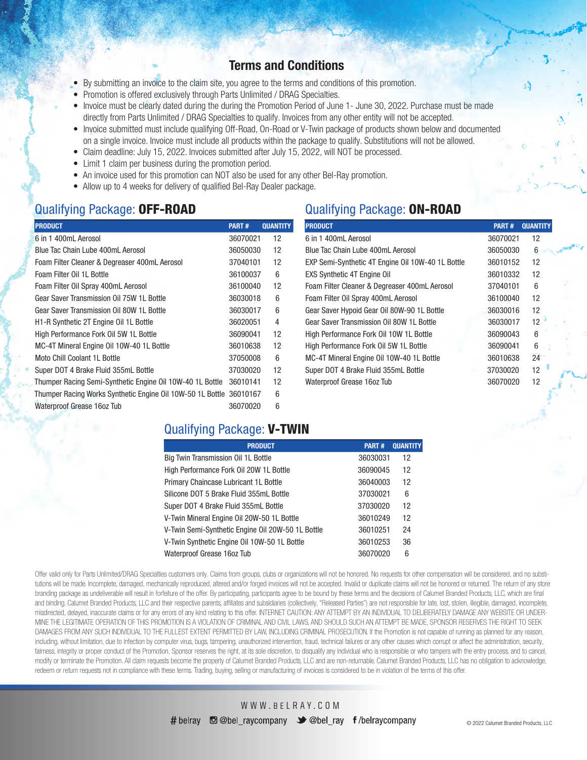## Terms and Conditions

- By submitting an invoice to the claim site, you agree to the terms and conditions of this promotion.
- Promotion is offered exclusively through Parts Unlimited / DRAG Specialties.
- Invoice must be clearly dated during the during the Promotion Period of June 1- June 30, 2022. Purchase must be made directly from Parts Unlimited / DRAG Specialties to qualify. Invoices from any other entity will not be accepted.
- Invoice submitted must include qualifying Off-Road, On-Road or V-Twin package of products shown below and documented on a single invoice. Invoice must include all products within the package to qualify. Substitutions will not be allowed.
- Claim deadline: July 15, 2022. Invoices submitted after July 15, 2022, will NOT be processed.
- Limit 1 claim per business during the promotion period.
- An invoice used for this promotion can NOT also be used for any other Bel-Ray promotion.
- Allow up to 4 weeks for delivery of qualified Bel-Ray Dealer package.

## Qualifying Package: **OFF-ROAD**

| PRODUCT | PART # | QUANTITY |
|---|---|---|
| 6 in 1 400mL Aerosol | 36070021 | 12 |
| Blue Tac Chain Lube 400mL Aerosol | 36050030 | 12 |
| Foam Filter Cleaner & Degreaser 400mL Aerosol | 37040101 | 12 |
| Foam Filter Oil 1L Bottle | 36100037 | 6 |
| Foam Filter Oil Spray 400mL Aerosol | 36100040 | 12 |
| Gear Saver Transmission Oil 75W 1L Bottle | 36030018 | 6 |
| Gear Saver Transmission Oil 80W 1L Bottle | 36030017 | 6 |
| H1-R Synthetic 2T Engine Oil 1L Bottle | 36020051 | 4 |
| High Performance Fork Oil 5W 1L Bottle | 36090041 | 12 |
| MC-4T Mineral Engine Oil 10W-40 1L Bottle | 36010638 | 12 |
| Moto Chill Coolant 1L Bottle | 37050008 | 6 |
| Super DOT 4 Brake Fluid 355mL Bottle | 37030020 | 12 |
| Thumper Racing Semi-Synthetic Engine Oil 10W-40 1L Bottle | 36010141 | 12 |
| Thumper Racing Works Synthetic Engine Oil 10W-50 1L Bottle | 36010167 | 6 |
| Waterproof Grease 16oz Tub | 36070020 | 6 |

## Qualifying Package: **ON-ROAD**

| PRODUCT | PART # | QUANTITY |
|---|---|---|
| 6 in 1 400mL Aerosol | 36070021 | 12 |
| Blue Tac Chain Lube 400mL Aerosol | 36050030 | 6 |
| EXP Semi-Synthetic 4T Engine Oil 10W-40 1L Bottle | 36010152 | 12 |
| EXS Synthetic 4T Engine Oil | 36010332 | 12 |
| Foam Filter Cleaner & Degreaser 400mL Aerosol | 37040101 | 6 |
| Foam Filter Oil Spray 400mL Aerosol | 36100040 | 12 |
| Gear Saver Hypoid Gear Oil 80W-90 1L Bottle | 36030016 | 12 |
| Gear Saver Transmission Oil 80W 1L Bottle | 36030017 | 12 |
| High Performance Fork Oil 10W 1L Bottle | 36090043 | 6 |
| High Performance Fork Oil 5W 1L Bottle | 36090041 | 6 |
| MC-4T Mineral Engine Oil 10W-40 1L Bottle | 36010638 | 24 |
| Super DOT 4 Brake Fluid 355mL Bottle | 37030020 | 12 |
| Waterproof Grease 16oz Tub | 36070020 | 12 |

## Qualifying Package: **V-TWIN**

| PRODUCT | PART # | QUANTITY |
|---|---|---|
| Big Twin Transmission Oil 1L Bottle | 36030031 | 12 |
| High Performance Fork Oil 20W 1L Bottle | 36090045 | 12 |
| Primary Chaincase Lubricant 1L Bottle | 36040003 | 12 |
| Silicone DOT 5 Brake Fluid 355mL Bottle | 37030021 | 6 |
| Super DOT 4 Brake Fluid 355mL Bottle | 37030020 | 12 |
| V-Twin Mineral Engine Oil 20W-50 1L Bottle | 36010249 | 12 |
| V-Twin Semi-Synthetic Engine Oil 20W-50 1L Bottle | 36010251 | 24 |
| V-Twin Synthetic Engine Oil 10W-50 1L Bottle | 36010253 | 36 |
| Waterproof Grease 16oz Tub | 36070020 | 6 |

Offer valid only for Parts Unlimited/DRAG Specialties customers only. Claims from groups, clubs or organizations will not be honored. No requests for other compensation will be considered, and no substitutions will be made. Incomplete, damaged, mechanically reproduced, altered and/or forged invoices will not be accepted. Invalid or duplicate claims will not be honored or returned. The return of any store branding package as undeliverable will result in forfeiture of the offer. By participating, participants agree to be bound by these terms and the decisions of Calumet Branded Products, LLC, which are final and binding. Calumet Branded Products, LLC and their respective parents, affiliates and subsidiaries (collectively, "Released Parties") are not responsible for late, lost, stolen, illegible, damaged, incomplete, misdirected, delayed, inaccurate claims or for any errors of any kind relating to this offer. INTERNET CAUTION: ANY ATTEMPT BY AN INDIVIDUAL TO DELIBERATELY DAMAGE ANY WEBSITE OR UNDERMINE THE LEGITIMATE OPERATION OF THIS PROMOTION IS A VIOLATION OF CRIMINAL AND CIVIL LAWS, AND SHOULD SUCH AN ATTEMPT BE MADE, SPONSOR RESERVES THE RIGHT TO SEEK DAMAGES FROM ANY SUCH INDIVIDUAL TO THE FULLEST EXTENT PERMITTED BY LAW, INCLUDING CRIMINAL PROSECUTION. If the Promotion is not capable of running as planned for any reason, including, without limitation, due to infection by computer virus, bugs, tampering, unauthorized intervention, fraud, technical failures or any other causes which corrupt or affect the administration, security, fairness, integrity or proper conduct of the Promotion, Sponsor reserves the right, at its sole discretion, to disqualify any individual who is responsible or who tampers with the entry process, and to cancel, modify or terminate the Promotion. All claim requests become the property of Calumet Branded Products, LLC and are non-returnable. Calumet Branded Products, LLC has no obligation to acknowledge, redeem or return requests not in compliance with these terms. Trading, buying, selling or manufacturing of invoices is considered to be in violation of the terms of this offer.

WWW.BELRAY.COM

#belray @bel_raycompany @bel_ray f/belraycompany

© 2022 Calumet Branded Products, LLC